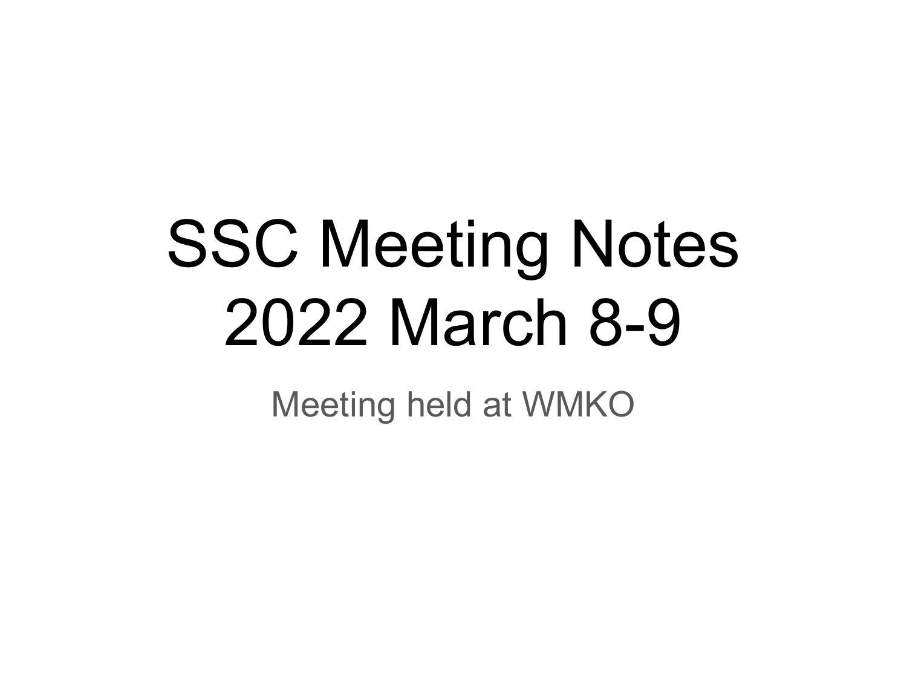# SSC Meeting Notes 2022 March 8-9

Meeting held at WMKO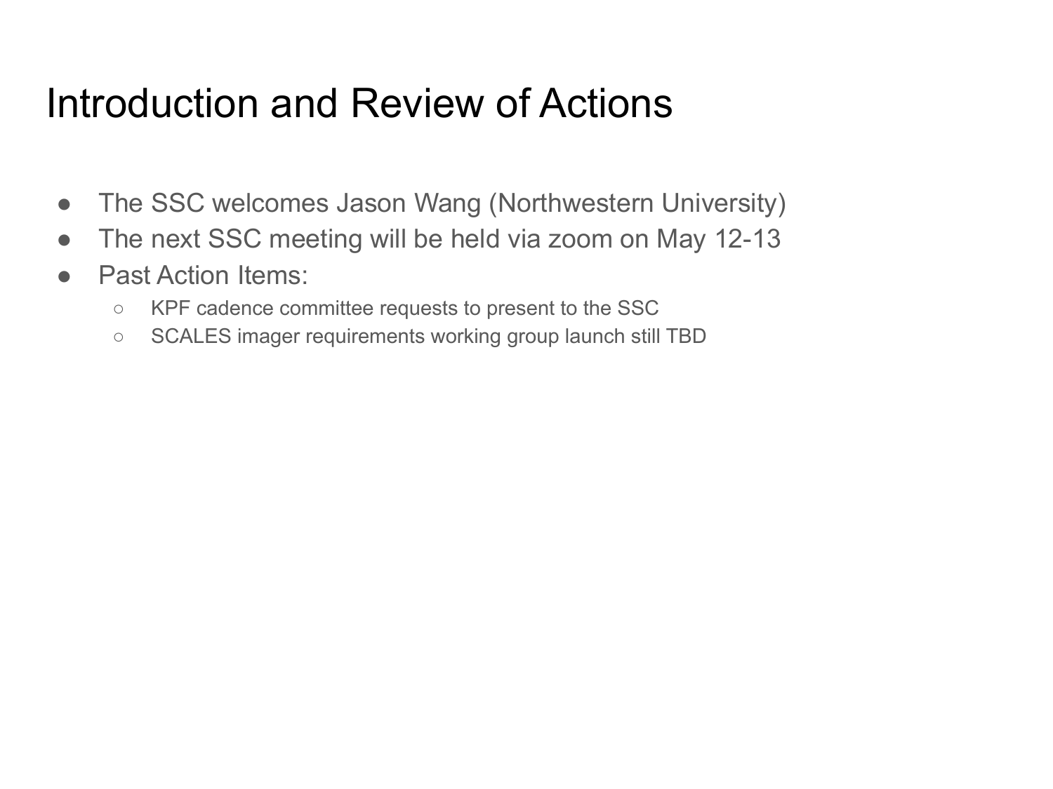# Introduction and Review of Actions

- The SSC welcomes Jason Wang (Northwestern University)
- The next SSC meeting will be held via zoom on May 12-13
- Past Action Items:
  - KPF cadence committee requests to present to the SSC
  - SCALES imager requirements working group launch still TBD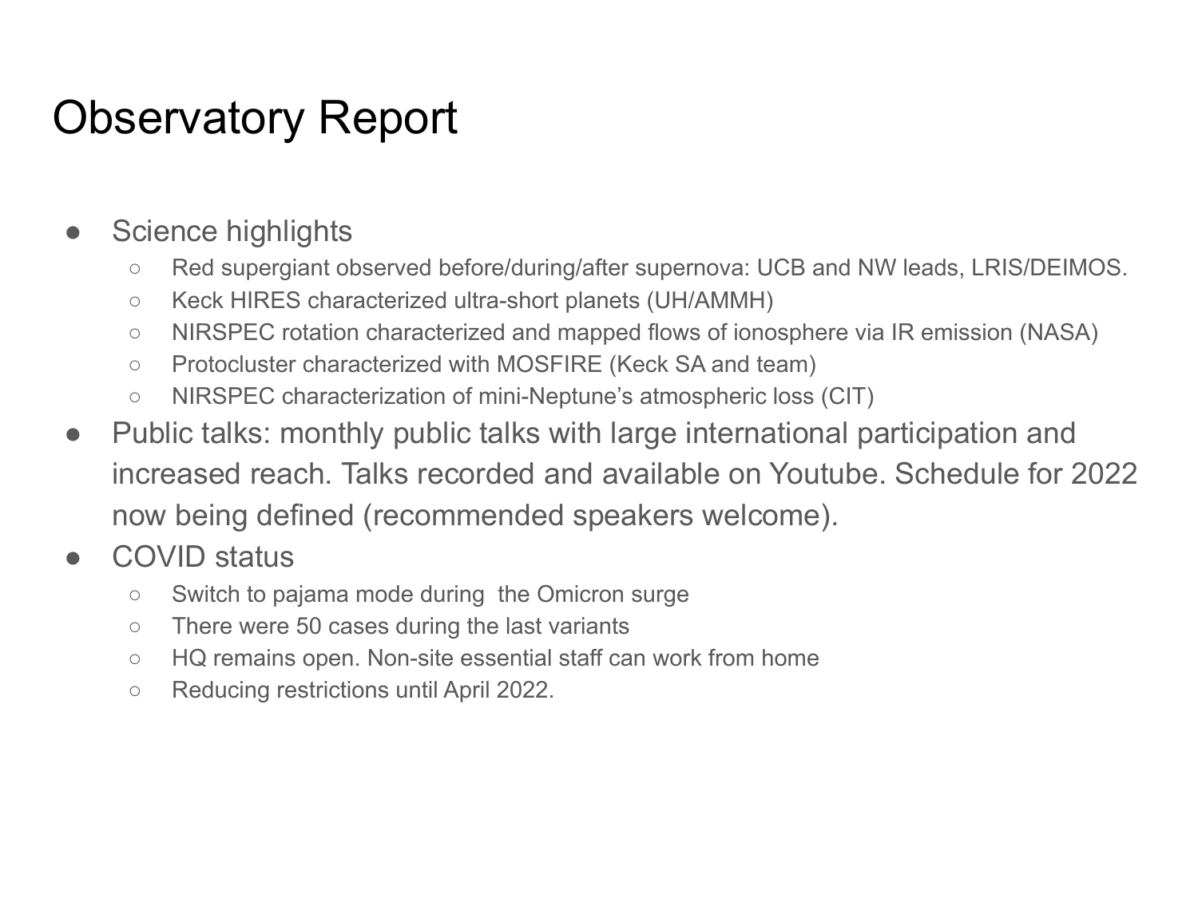# Observatory Report

- Science highlights
  - Red supergiant observed before/during/after supernova: UCB and NW leads, LRIS/DEIMOS.
  - Keck HIRES characterized ultra-short planets (UH/AMMH)
  - NIRSPEC rotation characterized and mapped flows of ionosphere via IR emission (NASA)
  - Protocluster characterized with MOSFIRE (Keck SA and team)
  - NIRSPEC characterization of mini-Neptune's atmospheric loss (CIT)
- Public talks: monthly public talks with large international participation and increased reach. Talks recorded and available on Youtube. Schedule for 2022 now being defined (recommended speakers welcome).
- COVID status
  - Switch to pajama mode during the Omicron surge
  - There were 50 cases during the last variants
  - HQ remains open. Non-site essential staff can work from home
  - Reducing restrictions until April 2022.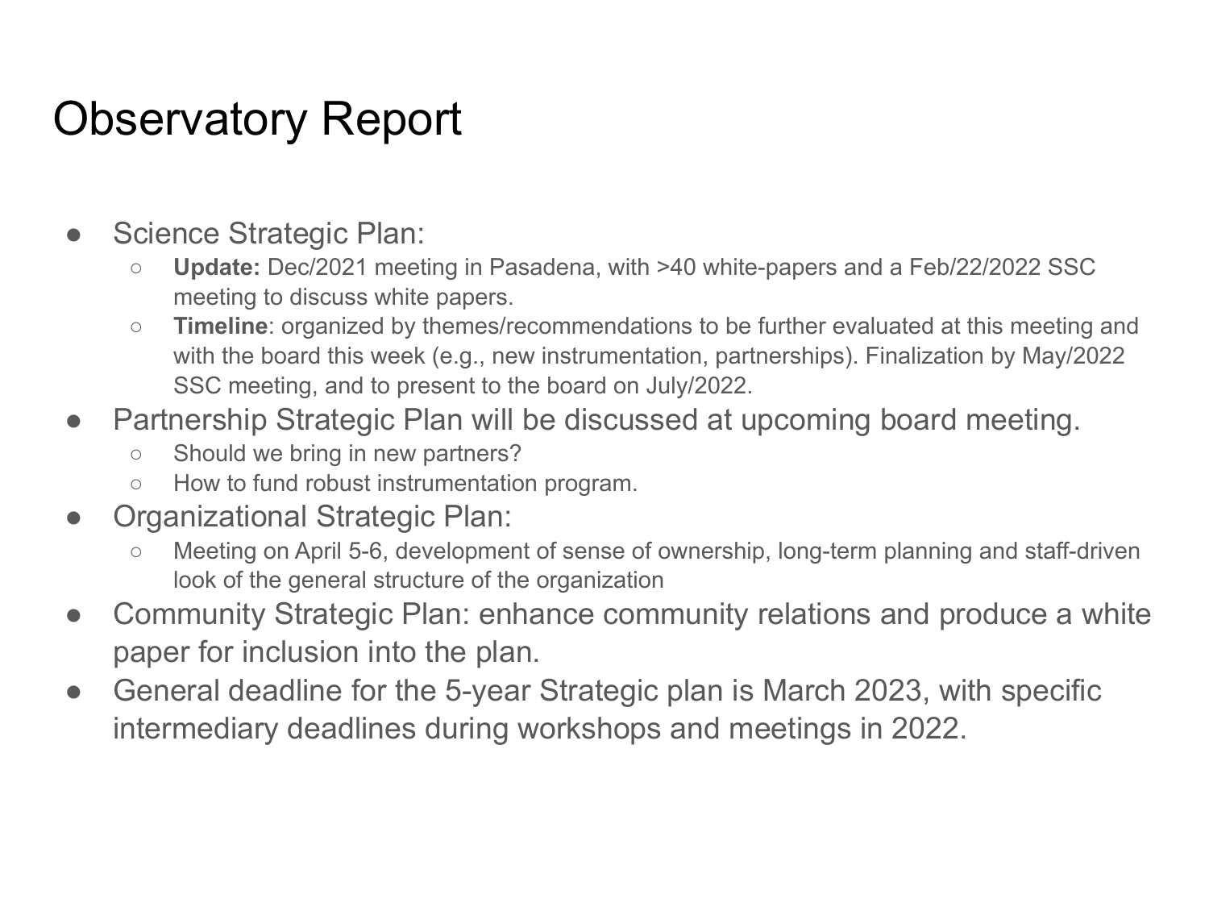# Observatory Report

- Science Strategic Plan:
  - **Update:** Dec/2021 meeting in Pasadena, with >40 white-papers and a Feb/22/2022 SSC meeting to discuss white papers.
  - **Timeline**: organized by themes/recommendations to be further evaluated at this meeting and with the board this week (e.g., new instrumentation, partnerships). Finalization by May/2022 SSC meeting, and to present to the board on July/2022.
- Partnership Strategic Plan will be discussed at upcoming board meeting.
  - Should we bring in new partners?
  - How to fund robust instrumentation program.
- Organizational Strategic Plan:
  - Meeting on April 5-6, development of sense of ownership, long-term planning and staff-driven look of the general structure of the organization
- Community Strategic Plan: enhance community relations and produce a white paper for inclusion into the plan.
- General deadline for the 5-year Strategic plan is March 2023, with specific intermediary deadlines during workshops and meetings in 2022.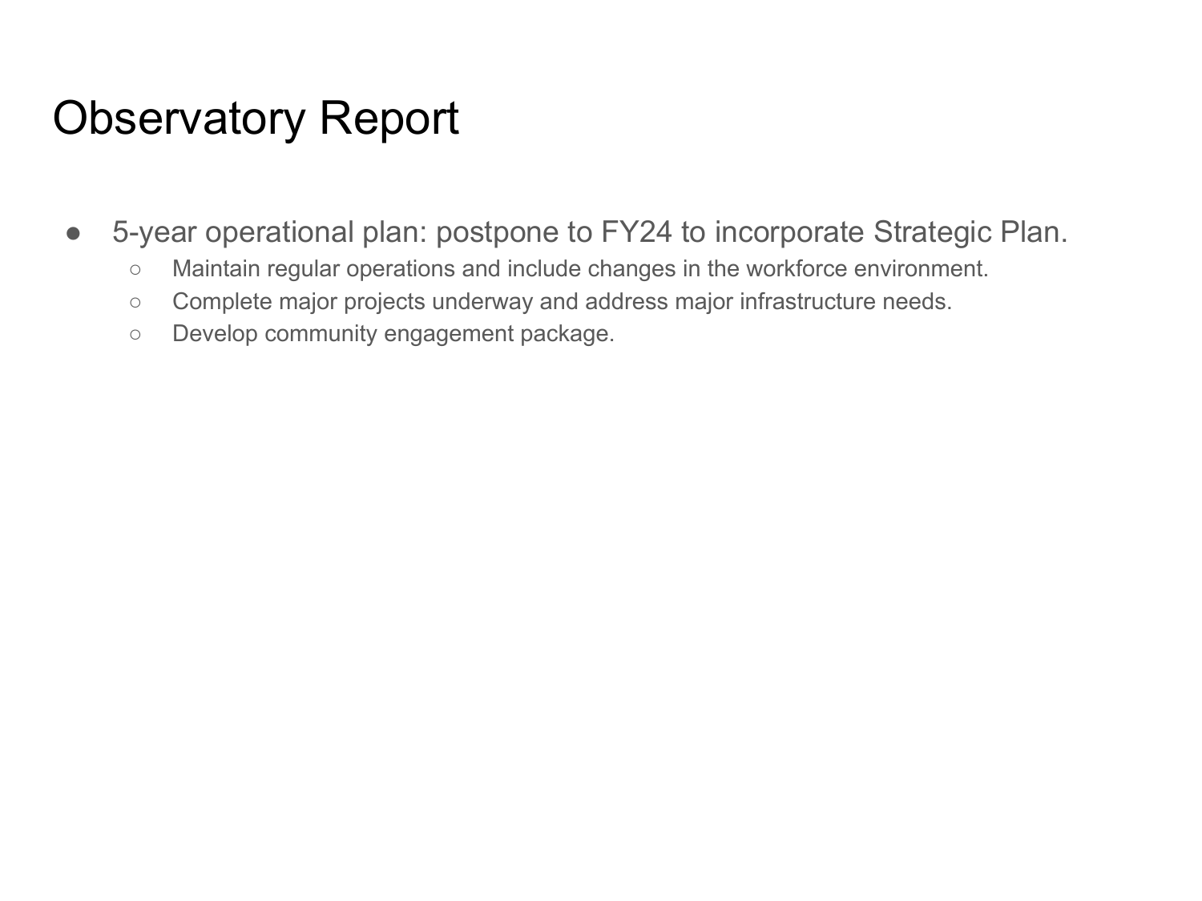# Observatory Report

- 5-year operational plan: postpone to FY24 to incorporate Strategic Plan.
  - Maintain regular operations and include changes in the workforce environment.
  - Complete major projects underway and address major infrastructure needs.
  - Develop community engagement package.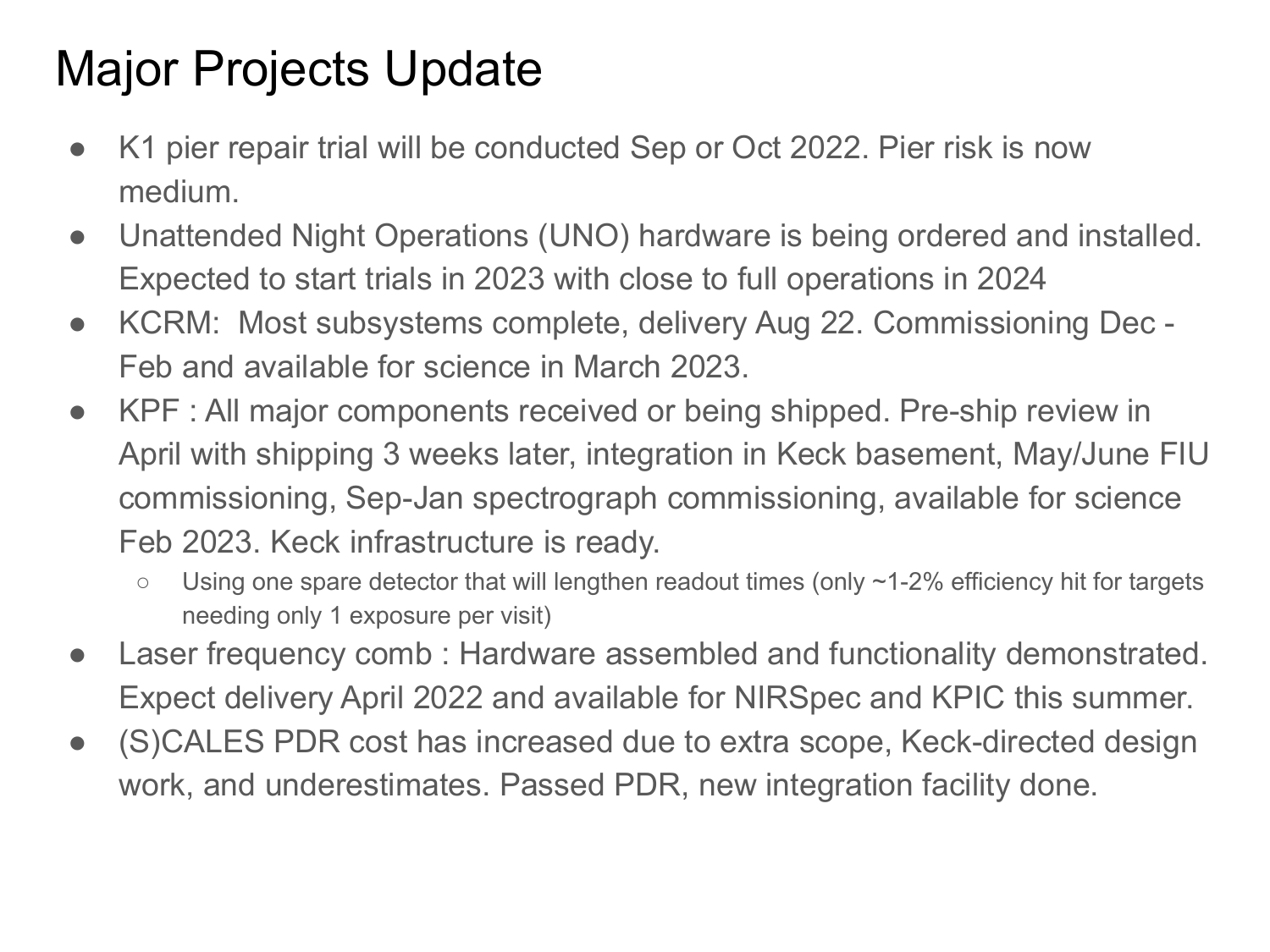# Major Projects Update

- K1 pier repair trial will be conducted Sep or Oct 2022. Pier risk is now medium.
- Unattended Night Operations (UNO) hardware is being ordered and installed. Expected to start trials in 2023 with close to full operations in 2024
- KCRM: Most subsystems complete, delivery Aug 22. Commissioning Dec - Feb and available for science in March 2023.
- KPF : All major components received or being shipped. Pre-ship review in April with shipping 3 weeks later, integration in Keck basement, May/June FIU commissioning, Sep-Jan spectrograph commissioning, available for science Feb 2023. Keck infrastructure is ready.
  - Using one spare detector that will lengthen readout times (only ~1-2% efficiency hit for targets needing only 1 exposure per visit)
- Laser frequency comb : Hardware assembled and functionality demonstrated. Expect delivery April 2022 and available for NIRSpec and KPIC this summer.
- (S)CALES PDR cost has increased due to extra scope, Keck-directed design work, and underestimates. Passed PDR, new integration facility done.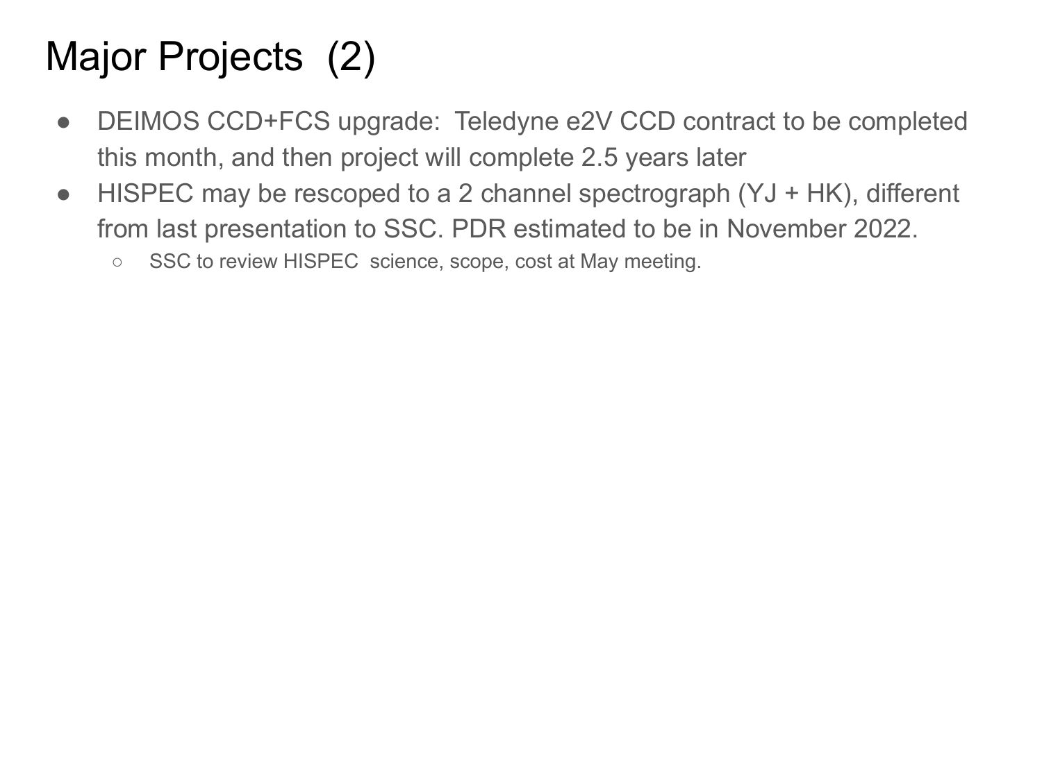# Major Projects (2)

- DEIMOS CCD+FCS upgrade: Teledyne e2V CCD contract to be completed this month, and then project will complete 2.5 years later
- HISPEC may be rescoped to a 2 channel spectrograph (YJ + HK), different from last presentation to SSC. PDR estimated to be in November 2022.
  - SSC to review HISPEC science, scope, cost at May meeting.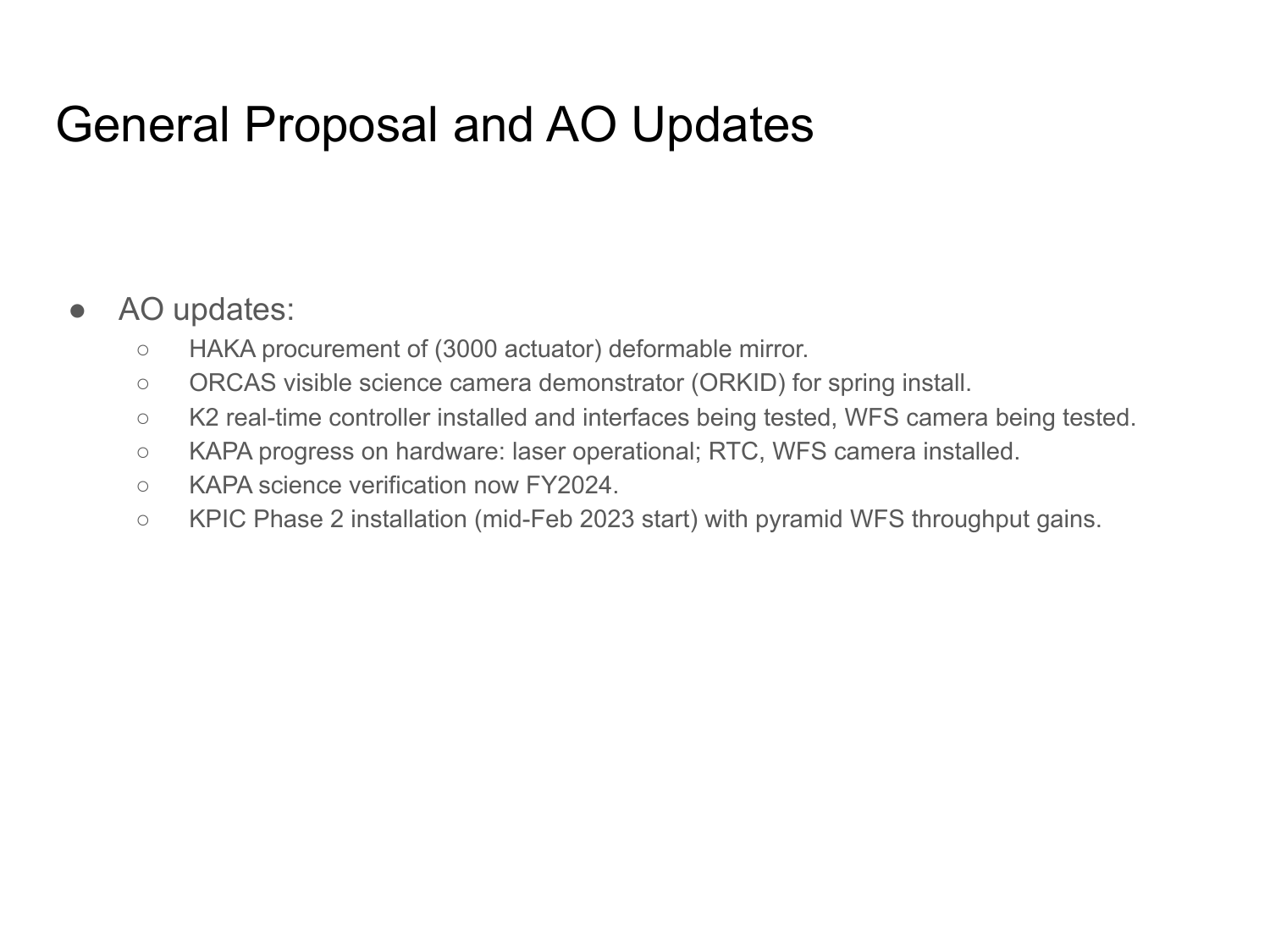# General Proposal and AO Updates

- AO updates:
  - HAKA procurement of (3000 actuator) deformable mirror.
  - ORCAS visible science camera demonstrator (ORKID) for spring install.
  - K2 real-time controller installed and interfaces being tested, WFS camera being tested.
  - KAPA progress on hardware: laser operational; RTC, WFS camera installed.
  - KAPA science verification now FY2024.
  - KPIC Phase 2 installation (mid-Feb 2023 start) with pyramid WFS throughput gains.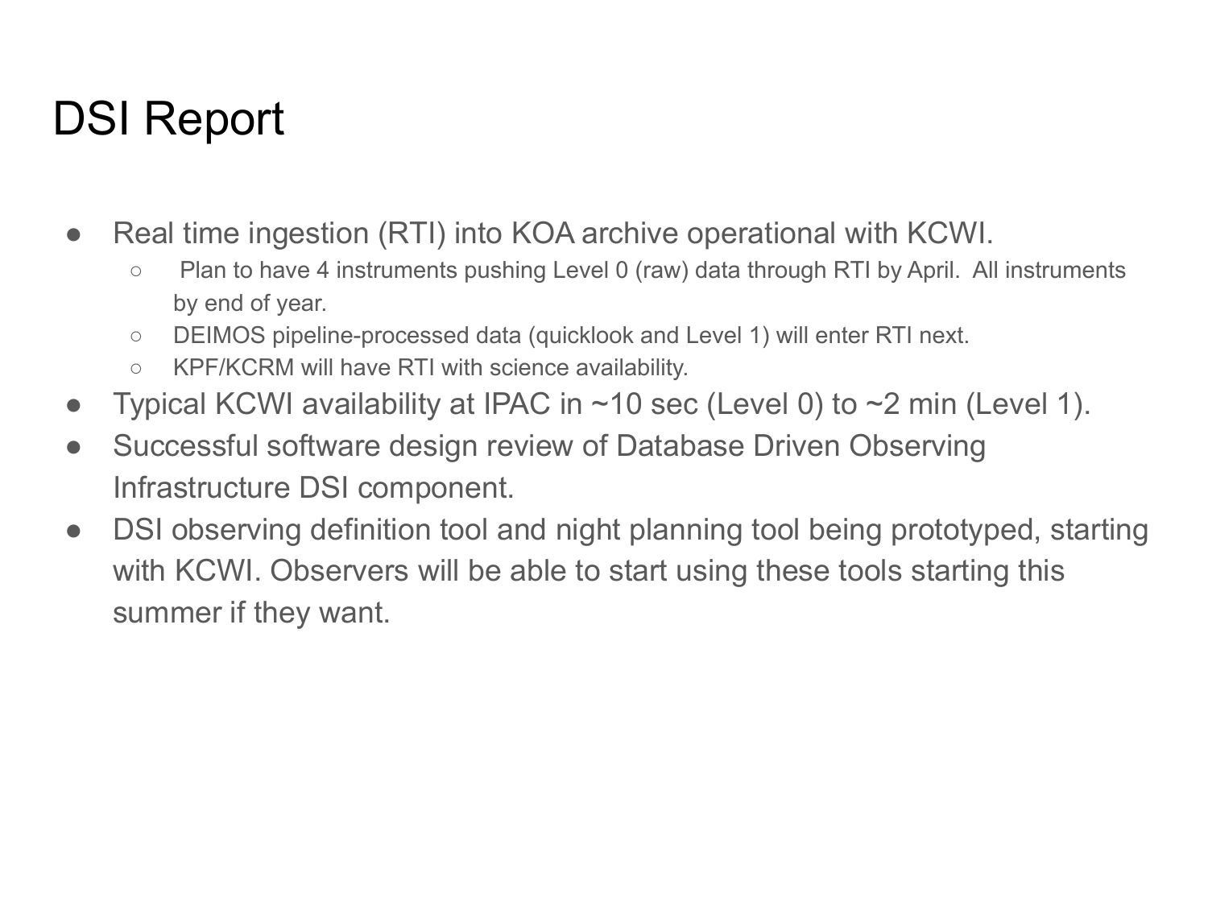# DSI Report

- Real time ingestion (RTI) into KOA archive operational with KCWI.
  - Plan to have 4 instruments pushing Level 0 (raw) data through RTI by April. All instruments by end of year.
  - DEIMOS pipeline-processed data (quicklook and Level 1) will enter RTI next.
  - KPF/KCRM will have RTI with science availability.
- Typical KCWI availability at IPAC in ~10 sec (Level 0) to ~2 min (Level 1).
- Successful software design review of Database Driven Observing Infrastructure DSI component.
- DSI observing definition tool and night planning tool being prototyped, starting with KCWI. Observers will be able to start using these tools starting this summer if they want.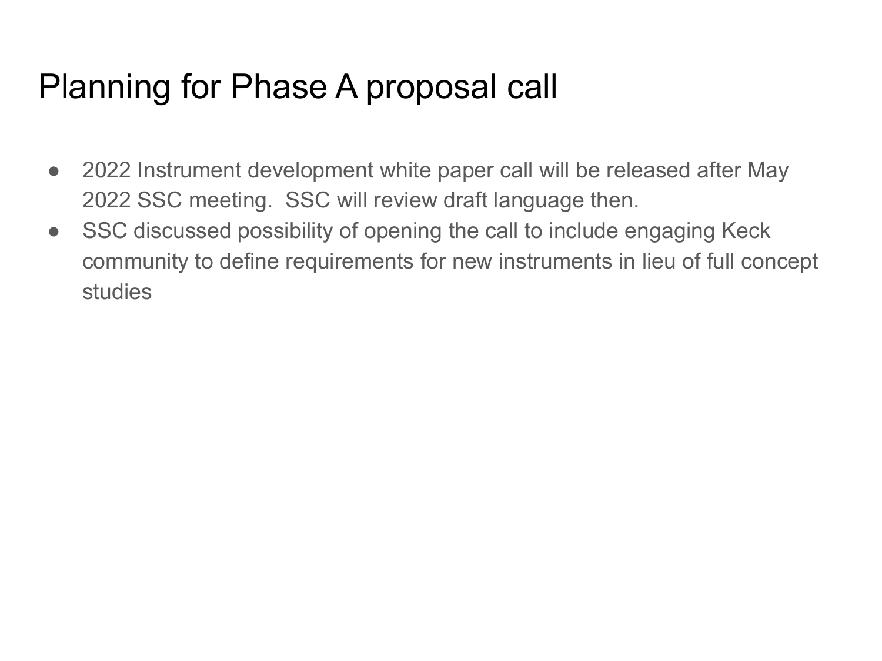# Planning for Phase A proposal call

- 2022 Instrument development white paper call will be released after May 2022 SSC meeting.  SSC will review draft language then.
- SSC discussed possibility of opening the call to include engaging Keck community to define requirements for new instruments in lieu of full concept studies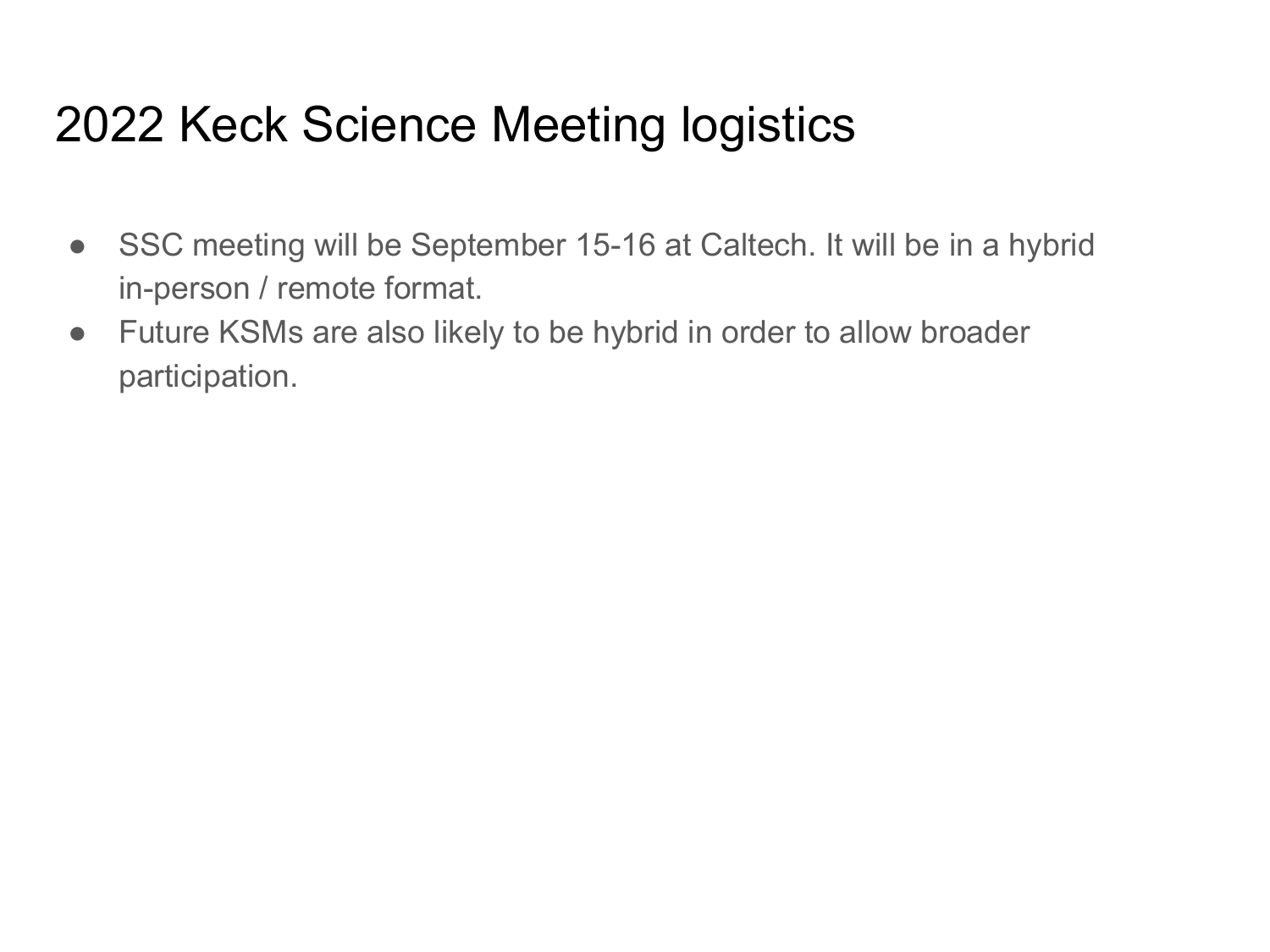# 2022 Keck Science Meeting logistics

- SSC meeting will be September 15-16 at Caltech. It will be in a hybrid in-person / remote format.
- Future KSMs are also likely to be hybrid in order to allow broader participation.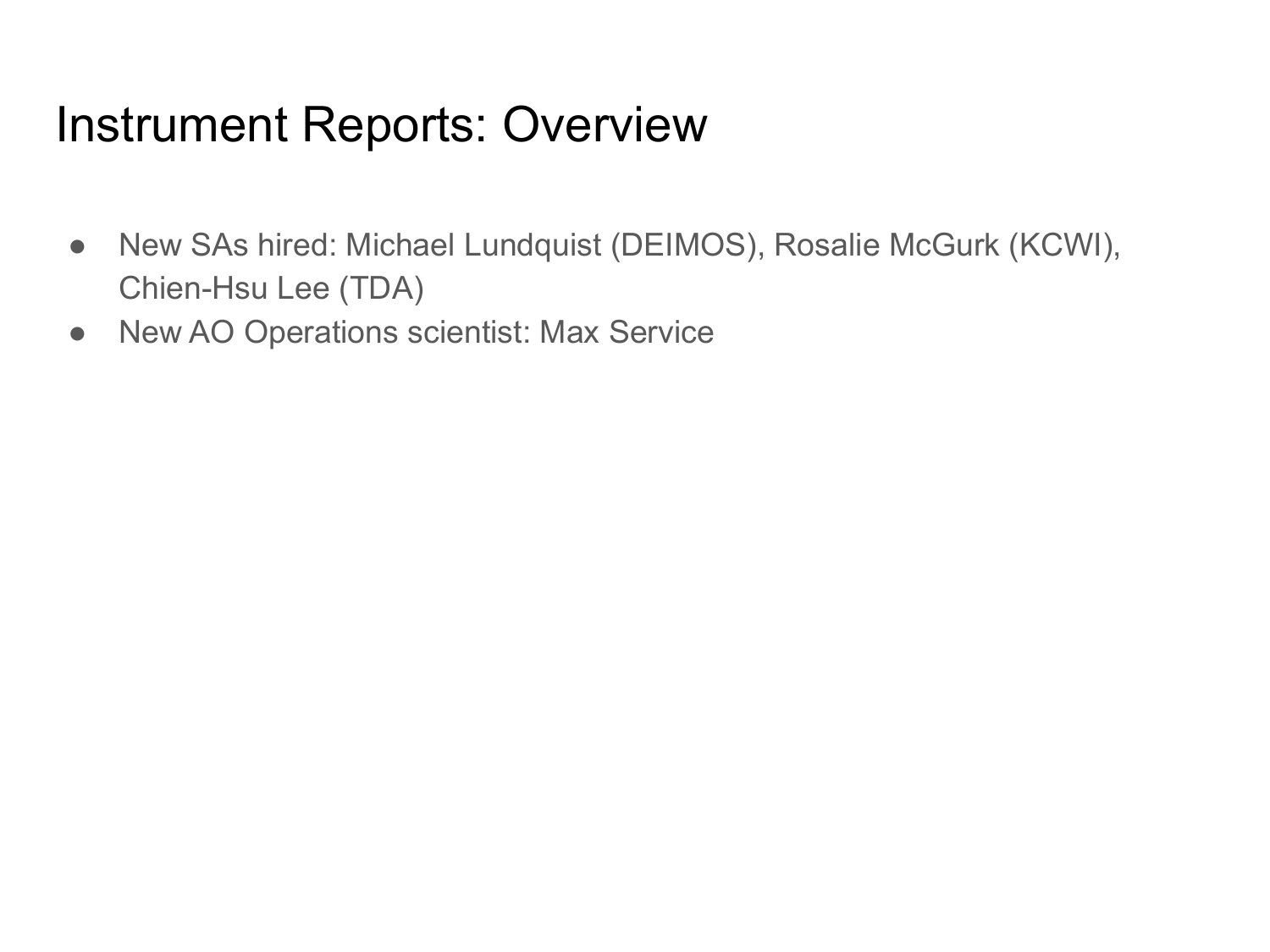# Instrument Reports: Overview

- New SAs hired: Michael Lundquist (DEIMOS), Rosalie McGurk (KCWI), Chien-Hsu Lee (TDA)
- New AO Operations scientist: Max Service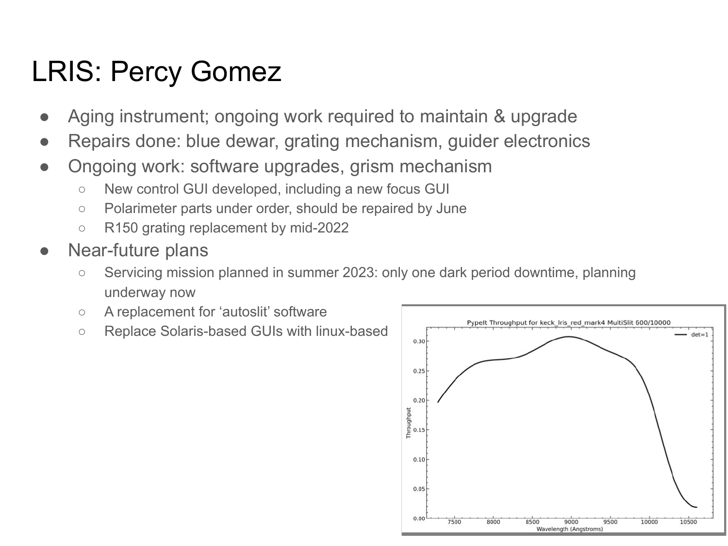# LRIS: Percy Gomez

- Aging instrument; ongoing work required to maintain & upgrade
- Repairs done: blue dewar, grating mechanism, guider electronics
- Ongoing work: software upgrades, grism mechanism
  - New control GUI developed, including a new focus GUI
  - Polarimeter parts under order, should be repaired by June
  - R150 grating replacement by mid-2022
- Near-future plans
  - Servicing mission planned in summer 2023: only one dark period downtime, planning underway now
  - A replacement for 'autoslit' software
  - Replace Solaris-based GUIs with linux-based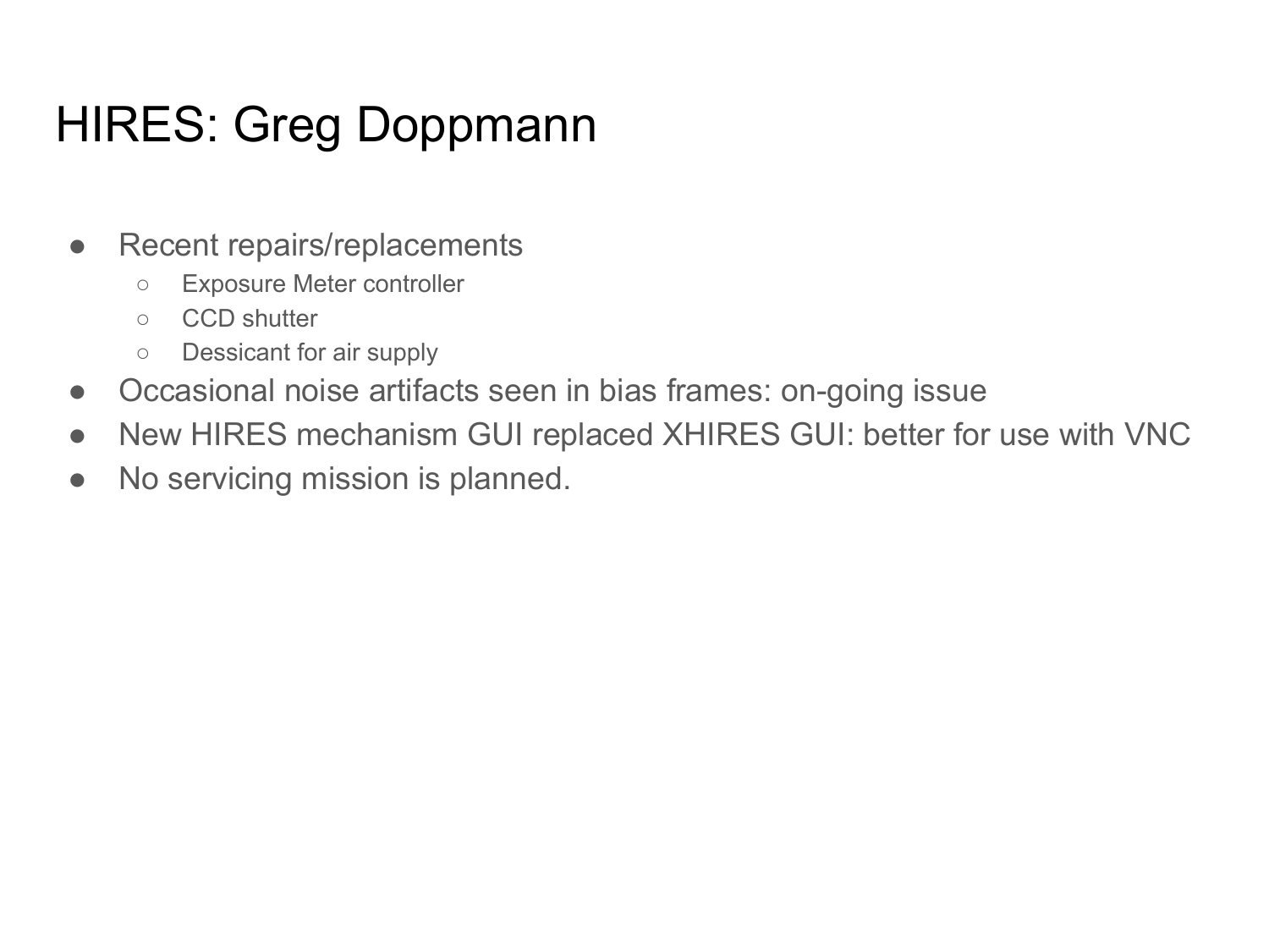# HIRES: Greg Doppmann

- Recent repairs/replacements
  - Exposure Meter controller
  - CCD shutter
  - Dessicant for air supply
- Occasional noise artifacts seen in bias frames: on-going issue
- New HIRES mechanism GUI replaced XHIRES GUI: better for use with VNC
- No servicing mission is planned.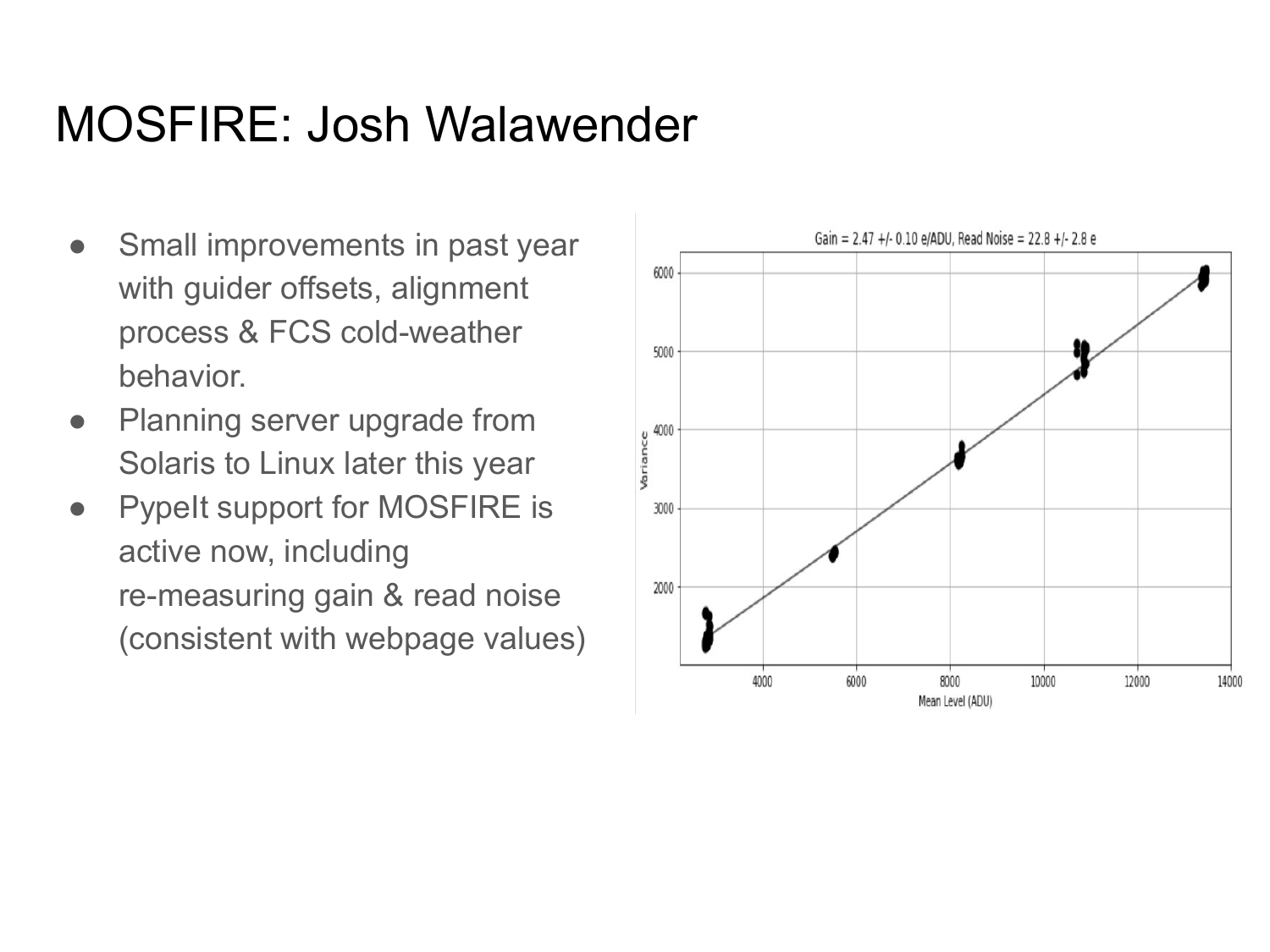# MOSFIRE: Josh Walawender

- Small improvements in past year with guider offsets, alignment process & FCS cold-weather behavior.
- Planning server upgrade from Solaris to Linux later this year
- PypeIt support for MOSFIRE is active now, including re-measuring gain & read noise (consistent with webpage values)

Gain = 2.47 +/- 0.10 e/ADU, Read Noise = 22.8 +/- 2.8 e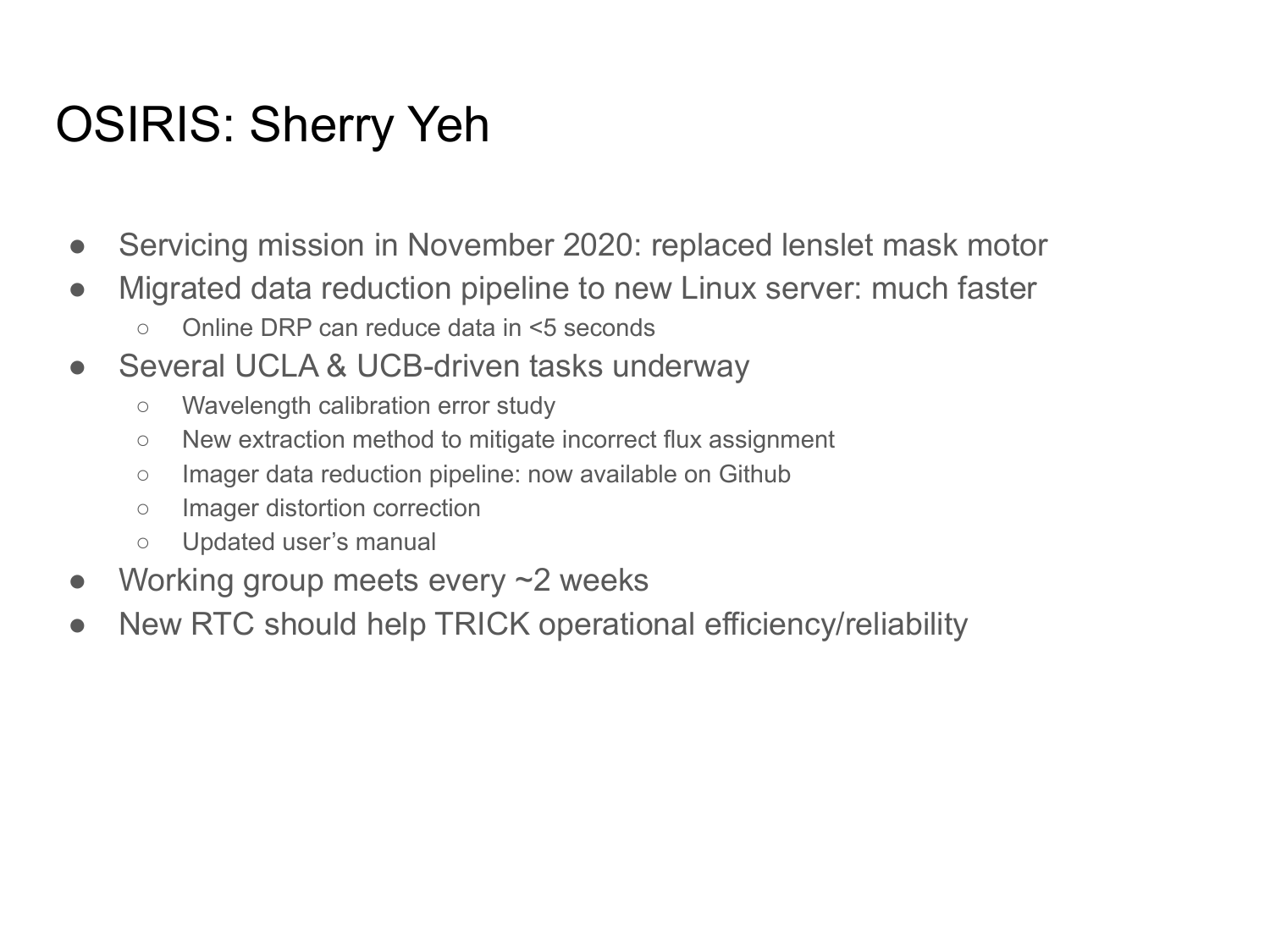# OSIRIS: Sherry Yeh

- Servicing mission in November 2020: replaced lenslet mask motor
- Migrated data reduction pipeline to new Linux server: much faster
  - Online DRP can reduce data in <5 seconds
- Several UCLA & UCB-driven tasks underway
  - Wavelength calibration error study
  - New extraction method to mitigate incorrect flux assignment
  - Imager data reduction pipeline: now available on Github
  - Imager distortion correction
  - Updated user's manual
- Working group meets every ~2 weeks
- New RTC should help TRICK operational efficiency/reliability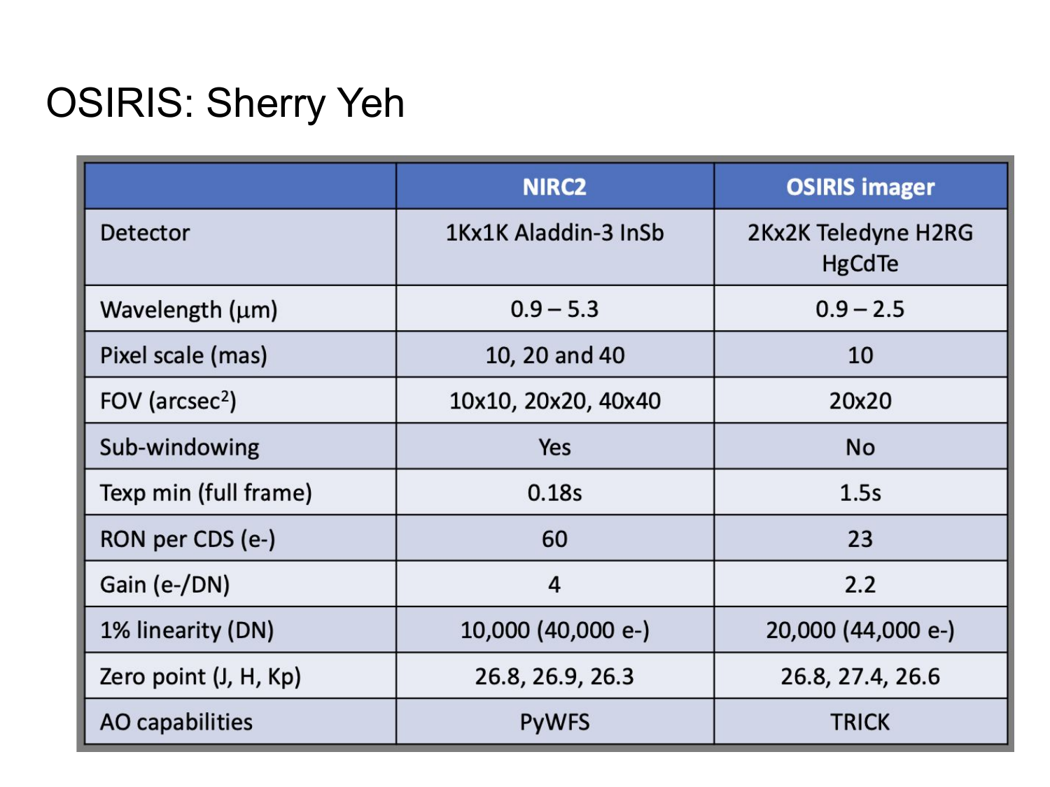# OSIRIS: Sherry Yeh

| | NIRC2 | OSIRIS imager |
|---|---|---|
| Detector | 1Kx1K Aladdin-3 InSb | 2Kx2K Teledyne H2RG HgCdTe |
| Wavelength (μm) | 0.9 – 5.3 | 0.9 – 2.5 |
| Pixel scale (mas) | 10, 20 and 40 | 10 |
| FOV ($arcsec^2$) | 10x10, 20x20, 40x40 | 20x20 |
| Sub-windowing | Yes | No |
| Texp min (full frame) | 0.18s | 1.5s |
| RON per CDS (e-) | 60 | 23 |
| Gain (e-/DN) | 4 | 2.2 |
| 1% linearity (DN) | 10,000 (40,000 e-) | 20,000 (44,000 e-) |
| Zero point (J, H, Kp) | 26.8, 26.9, 26.3 | 26.8, 27.4, 26.6 |
| AO capabilities | PyWFS | TRICK |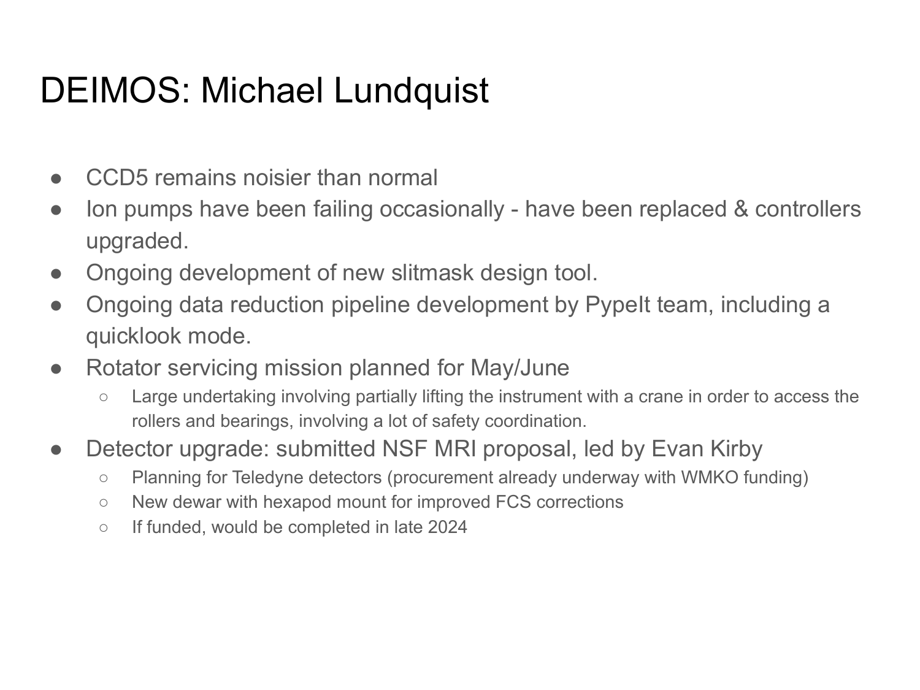# DEIMOS: Michael Lundquist

- CCD5 remains noisier than normal
- Ion pumps have been failing occasionally - have been replaced & controllers upgraded.
- Ongoing development of new slitmask design tool.
- Ongoing data reduction pipeline development by PypeIt team, including a quicklook mode.
- Rotator servicing mission planned for May/June
  - Large undertaking involving partially lifting the instrument with a crane in order to access the rollers and bearings, involving a lot of safety coordination.
- Detector upgrade: submitted NSF MRI proposal, led by Evan Kirby
  - Planning for Teledyne detectors (procurement already underway with WMKO funding)
  - New dewar with hexapod mount for improved FCS corrections
  - If funded, would be completed in late 2024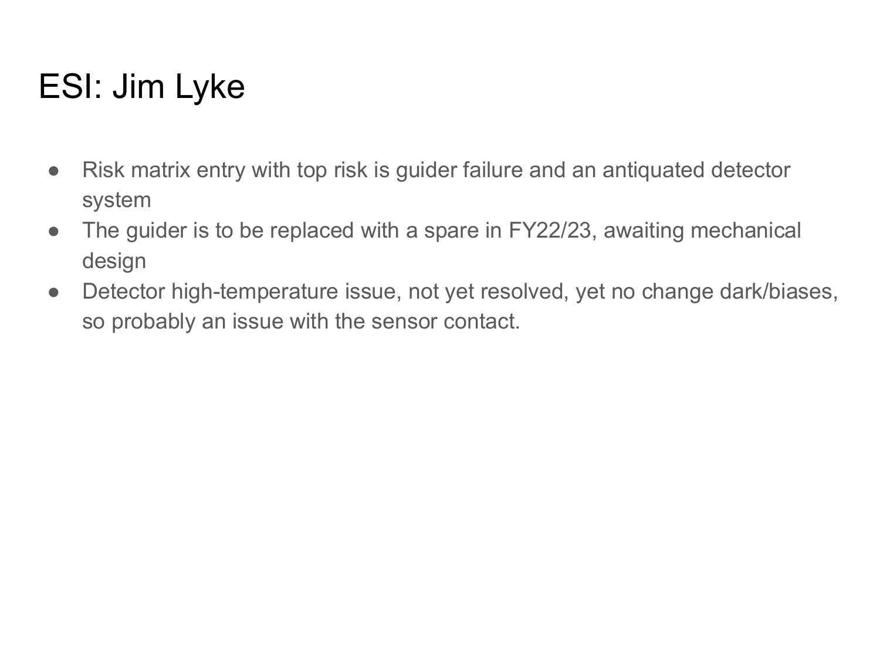# ESI: Jim Lyke

- Risk matrix entry with top risk is guider failure and an antiquated detector system
- The guider is to be replaced with a spare in FY22/23, awaiting mechanical design
- Detector high-temperature issue, not yet resolved, yet no change dark/biases, so probably an issue with the sensor contact.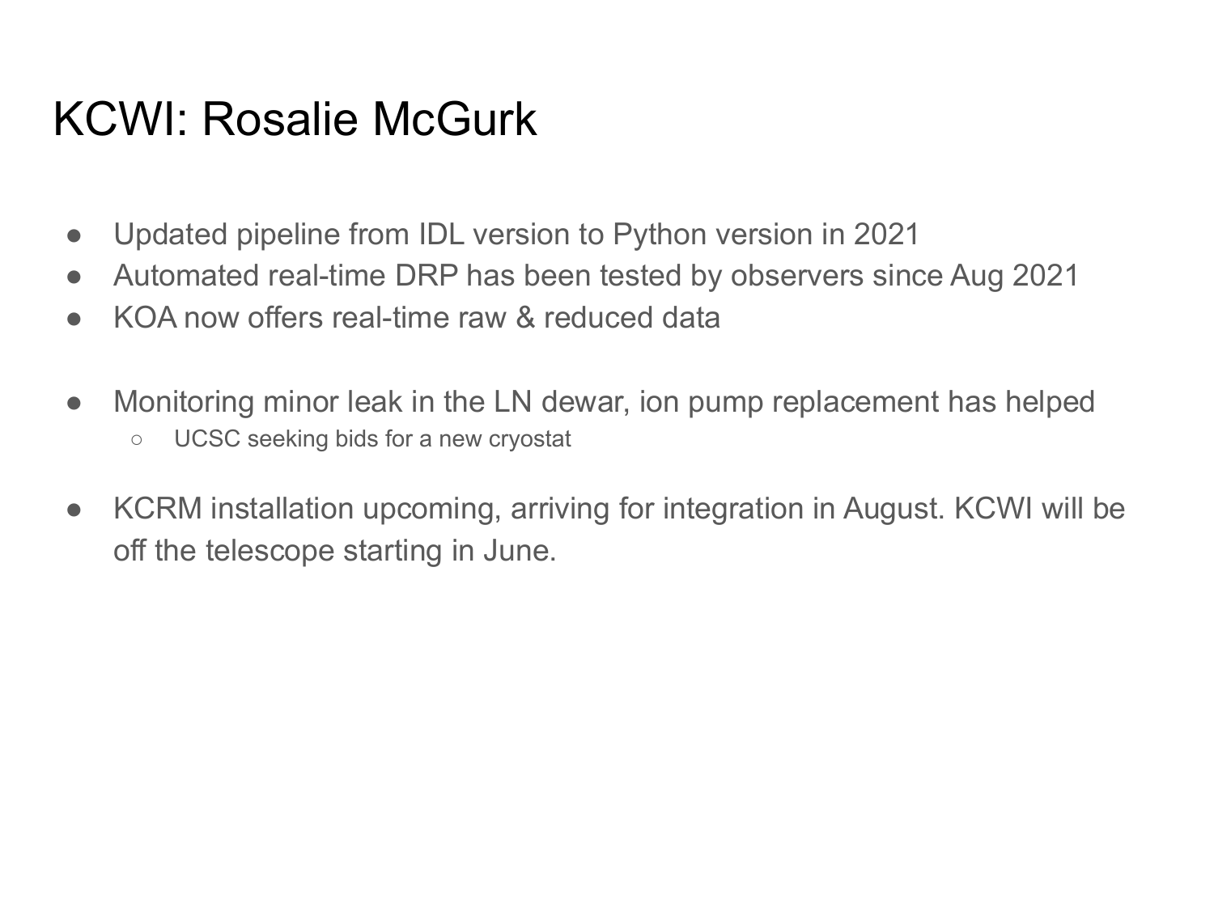# KCWI: Rosalie McGurk

- Updated pipeline from IDL version to Python version in 2021
- Automated real-time DRP has been tested by observers since Aug 2021
- KOA now offers real-time raw & reduced data

- Monitoring minor leak in the LN dewar, ion pump replacement has helped
  - UCSC seeking bids for a new cryostat

- KCRM installation upcoming, arriving for integration in August. KCWI will be off the telescope starting in June.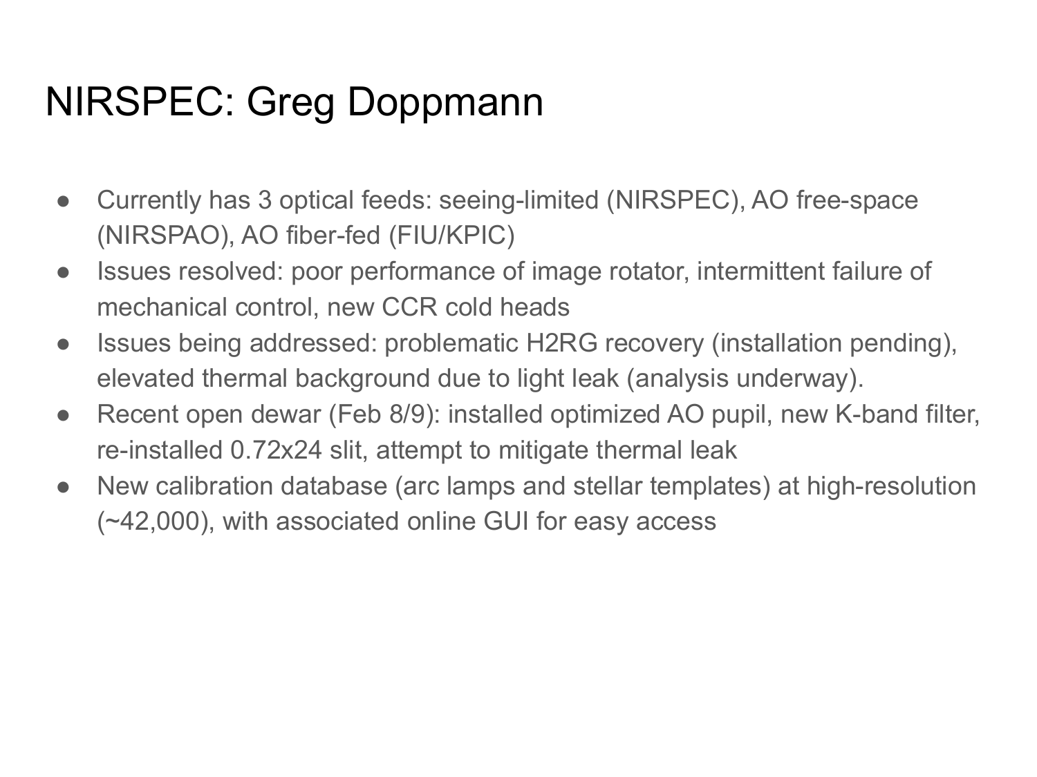# NIRSPEC: Greg Doppmann

- Currently has 3 optical feeds: seeing-limited (NIRSPEC), AO free-space (NIRSPAO), AO fiber-fed (FIU/KPIC)
- Issues resolved: poor performance of image rotator, intermittent failure of mechanical control, new CCR cold heads
- Issues being addressed: problematic H2RG recovery (installation pending), elevated thermal background due to light leak (analysis underway).
- Recent open dewar (Feb 8/9): installed optimized AO pupil, new K-band filter, re-installed 0.72x24 slit, attempt to mitigate thermal leak
- New calibration database (arc lamps and stellar templates) at high-resolution (~42,000), with associated online GUI for easy access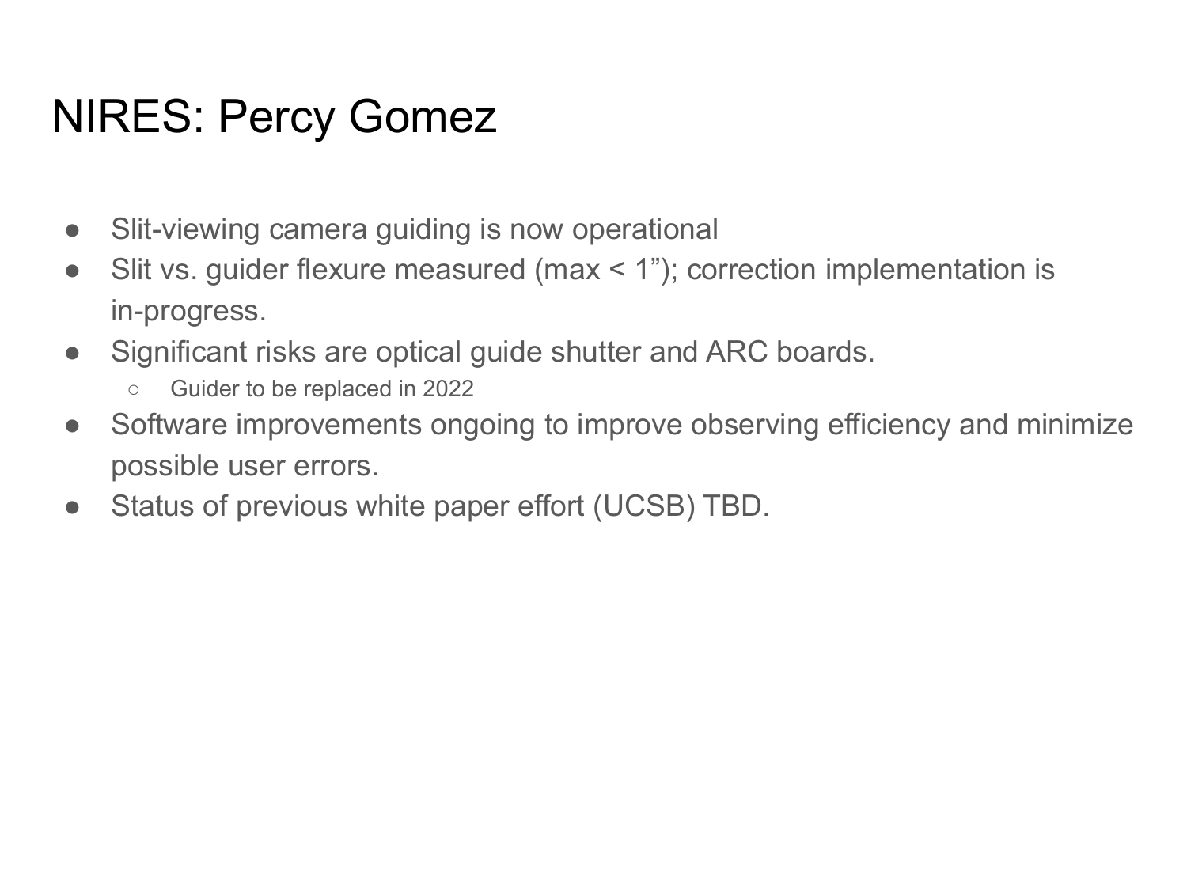# NIRES: Percy Gomez

- Slit-viewing camera guiding is now operational
- Slit vs. guider flexure measured (max < 1”); correction implementation is in-progress.
- Significant risks are optical guide shutter and ARC boards.
  - Guider to be replaced in 2022
- Software improvements ongoing to improve observing efficiency and minimize possible user errors.
- Status of previous white paper effort (UCSB) TBD.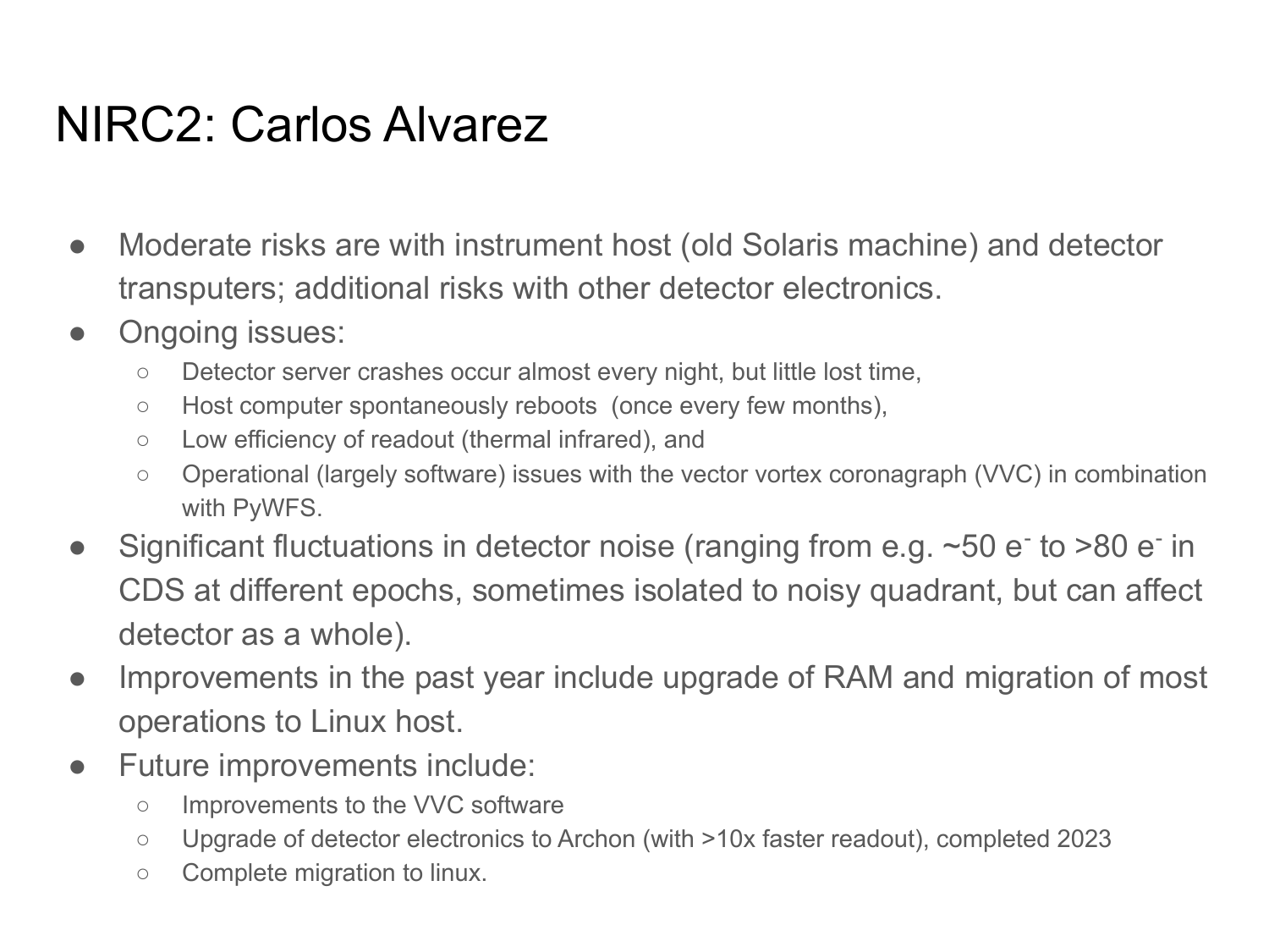# NIRC2: Carlos Alvarez

- Moderate risks are with instrument host (old Solaris machine) and detector transputers; additional risks with other detector electronics.
- Ongoing issues:
  - Detector server crashes occur almost every night, but little lost time,
  - Host computer spontaneously reboots (once every few months),
  - Low efficiency of readout (thermal infrared), and
  - Operational (largely software) issues with the vector vortex coronagraph (VVC) in combination with PyWFS.
- Significant fluctuations in detector noise (ranging from e.g. ~50 $e^-$ to >80 $e^-$ in CDS at different epochs, sometimes isolated to noisy quadrant, but can affect detector as a whole).
- Improvements in the past year include upgrade of RAM and migration of most operations to Linux host.
- Future improvements include:
  - Improvements to the VVC software
  - Upgrade of detector electronics to Archon (with >10x faster readout), completed 2023
  - Complete migration to linux.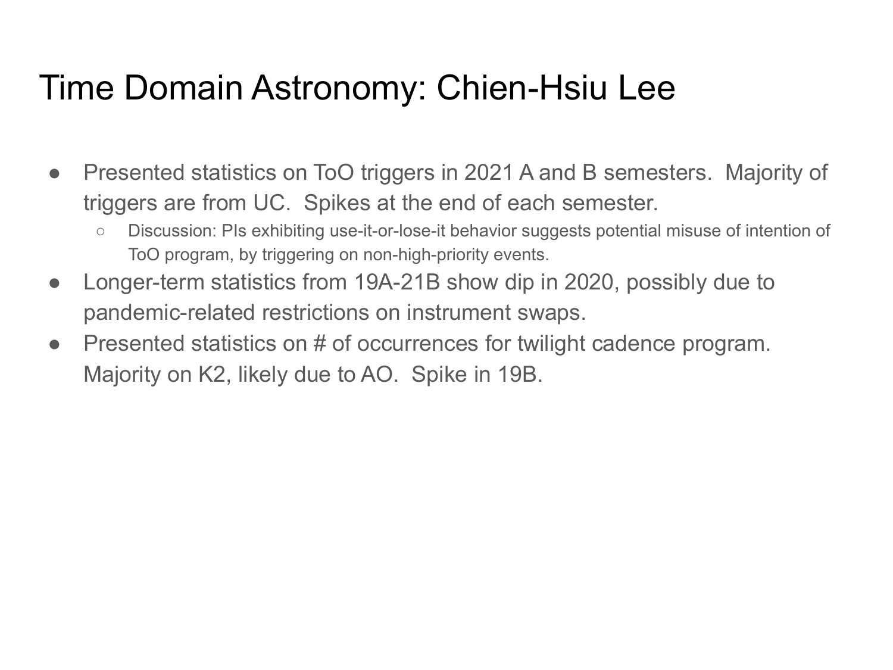# Time Domain Astronomy: Chien-Hsiu Lee

- Presented statistics on ToO triggers in 2021 A and B semesters. Majority of triggers are from UC. Spikes at the end of each semester.
  - Discussion: PIs exhibiting use-it-or-lose-it behavior suggests potential misuse of intention of ToO program, by triggering on non-high-priority events.
- Longer-term statistics from 19A-21B show dip in 2020, possibly due to pandemic-related restrictions on instrument swaps.
- Presented statistics on # of occurrences for twilight cadence program. Majority on K2, likely due to AO. Spike in 19B.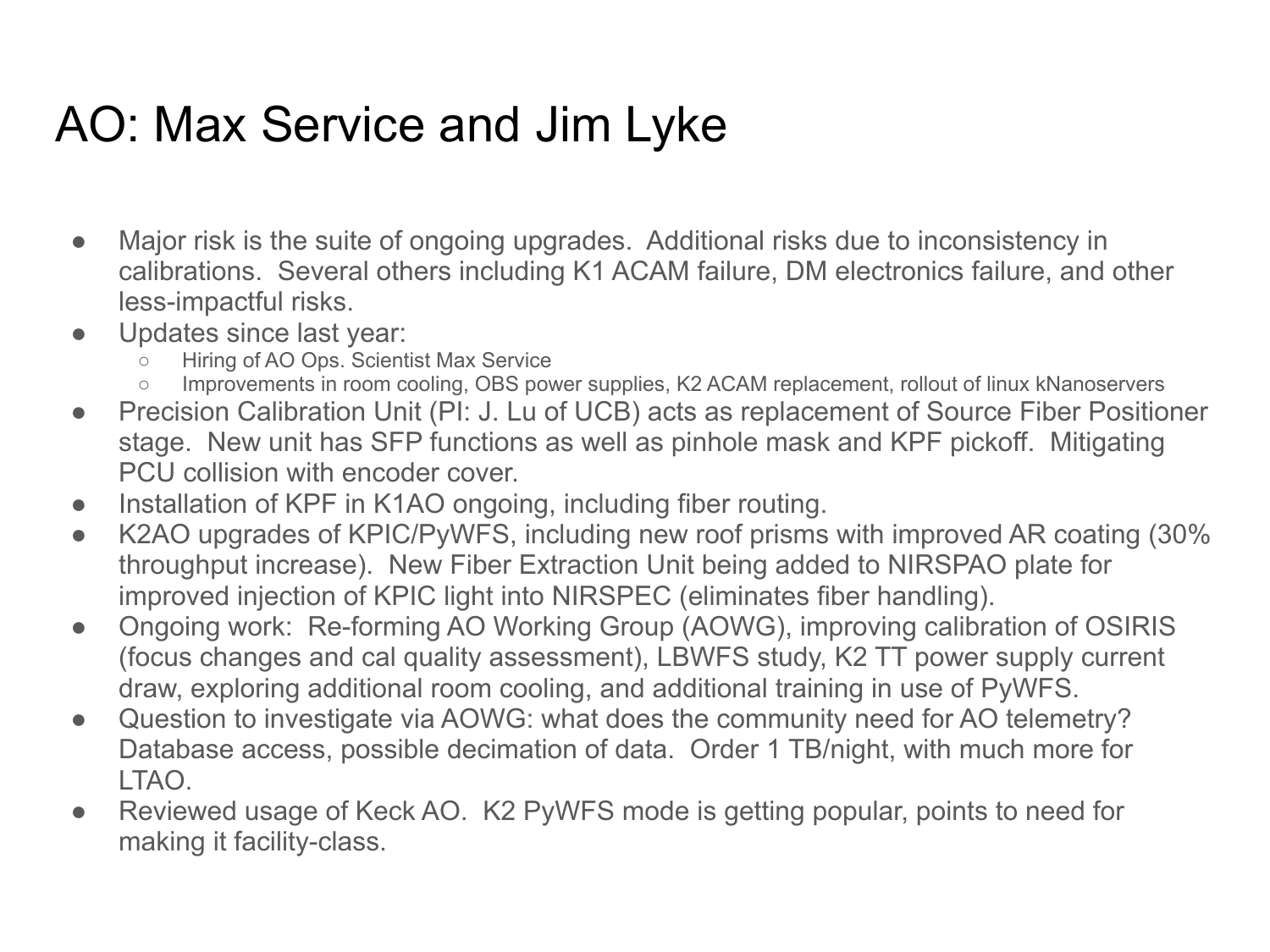# AO: Max Service and Jim Lyke

- Major risk is the suite of ongoing upgrades. Additional risks due to inconsistency in calibrations. Several others including K1 ACAM failure, DM electronics failure, and other less-impactful risks.
- Updates since last year:
  - Hiring of AO Ops. Scientist Max Service
  - Improvements in room cooling, OBS power supplies, K2 ACAM replacement, rollout of linux kNanoservers
- Precision Calibration Unit (PI: J. Lu of UCB) acts as replacement of Source Fiber Positioner stage. New unit has SFP functions as well as pinhole mask and KPF pickoff. Mitigating PCU collision with encoder cover.
- Installation of KPF in K1AO ongoing, including fiber routing.
- K2AO upgrades of KPIC/PyWFS, including new roof prisms with improved AR coating (30% throughput increase). New Fiber Extraction Unit being added to NIRSPAO plate for improved injection of KPIC light into NIRSPEC (eliminates fiber handling).
- Ongoing work: Re-forming AO Working Group (AOWG), improving calibration of OSIRIS (focus changes and cal quality assessment), LBWFS study, K2 TT power supply current draw, exploring additional room cooling, and additional training in use of PyWFS.
- Question to investigate via AOWG: what does the community need for AO telemetry? Database access, possible decimation of data. Order 1 TB/night, with much more for LTAO.
- Reviewed usage of Keck AO. K2 PyWFS mode is getting popular, points to need for making it facility-class.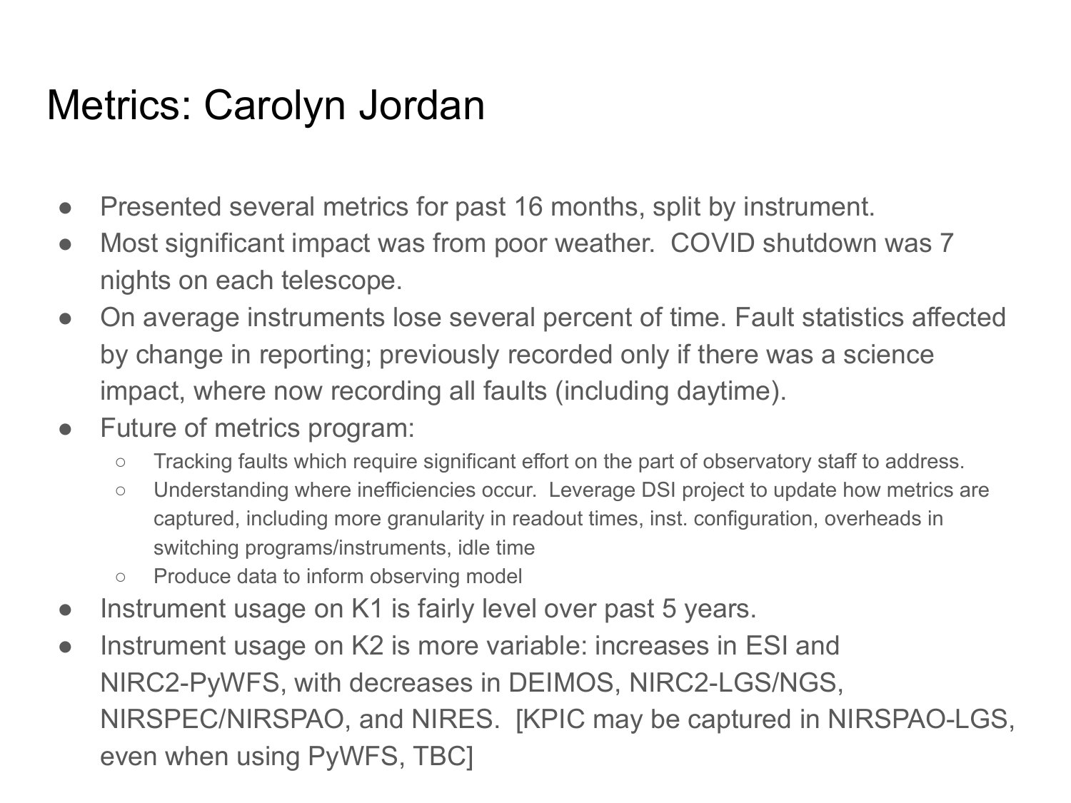# Metrics: Carolyn Jordan

- Presented several metrics for past 16 months, split by instrument.
- Most significant impact was from poor weather. COVID shutdown was 7 nights on each telescope.
- On average instruments lose several percent of time. Fault statistics affected by change in reporting; previously recorded only if there was a science impact, where now recording all faults (including daytime).
- Future of metrics program:
  - Tracking faults which require significant effort on the part of observatory staff to address.
  - Understanding where inefficiencies occur. Leverage DSI project to update how metrics are captured, including more granularity in readout times, inst. configuration, overheads in switching programs/instruments, idle time
  - Produce data to inform observing model
- Instrument usage on K1 is fairly level over past 5 years.
- Instrument usage on K2 is more variable: increases in ESI and NIRC2-PyWFS, with decreases in DEIMOS, NIRC2-LGS/NGS, NIRSPEC/NIRSPAO, and NIRES. [KPIC may be captured in NIRSPAO-LGS, even when using PyWFS, TBC]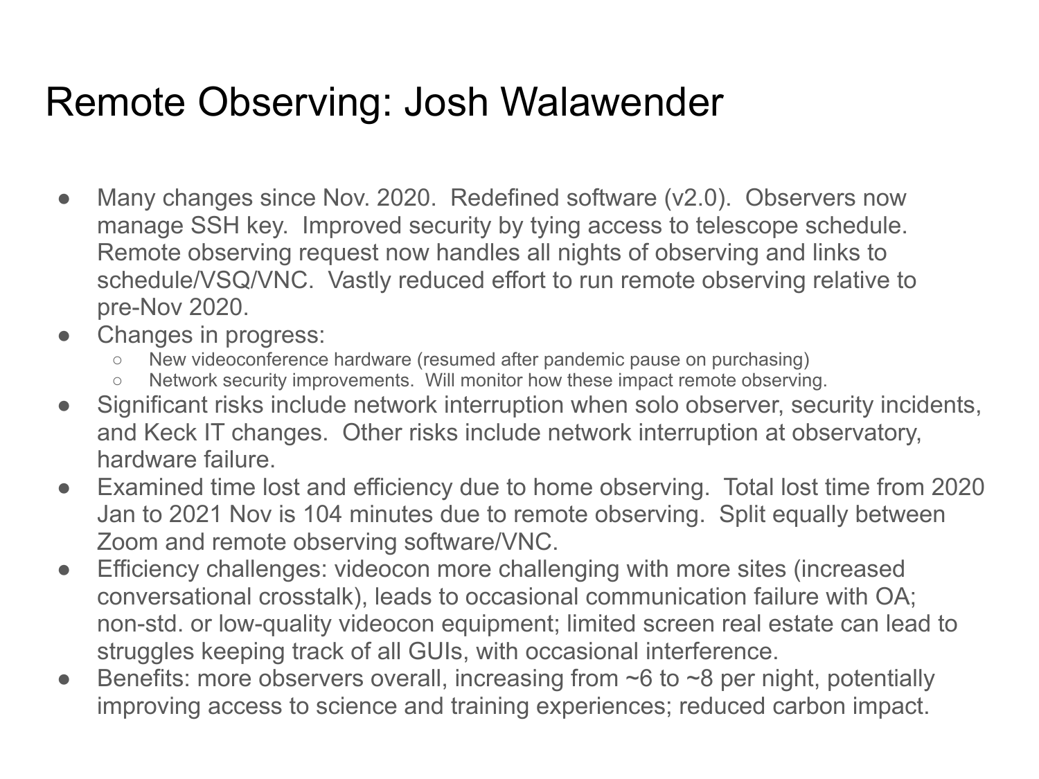# Remote Observing: Josh Walawender

- Many changes since Nov. 2020. Redefined software (v2.0). Observers now manage SSH key. Improved security by tying access to telescope schedule. Remote observing request now handles all nights of observing and links to schedule/VSQ/VNC. Vastly reduced effort to run remote observing relative to pre-Nov 2020.
- Changes in progress:
  - New videoconference hardware (resumed after pandemic pause on purchasing)
  - Network security improvements. Will monitor how these impact remote observing.
- Significant risks include network interruption when solo observer, security incidents, and Keck IT changes. Other risks include network interruption at observatory, hardware failure.
- Examined time lost and efficiency due to home observing. Total lost time from 2020 Jan to 2021 Nov is 104 minutes due to remote observing. Split equally between Zoom and remote observing software/VNC.
- Efficiency challenges: videocon more challenging with more sites (increased conversational crosstalk), leads to occasional communication failure with OA; non-std. or low-quality videocon equipment; limited screen real estate can lead to struggles keeping track of all GUIs, with occasional interference.
- Benefits: more observers overall, increasing from ~6 to ~8 per night, potentially improving access to science and training experiences; reduced carbon impact.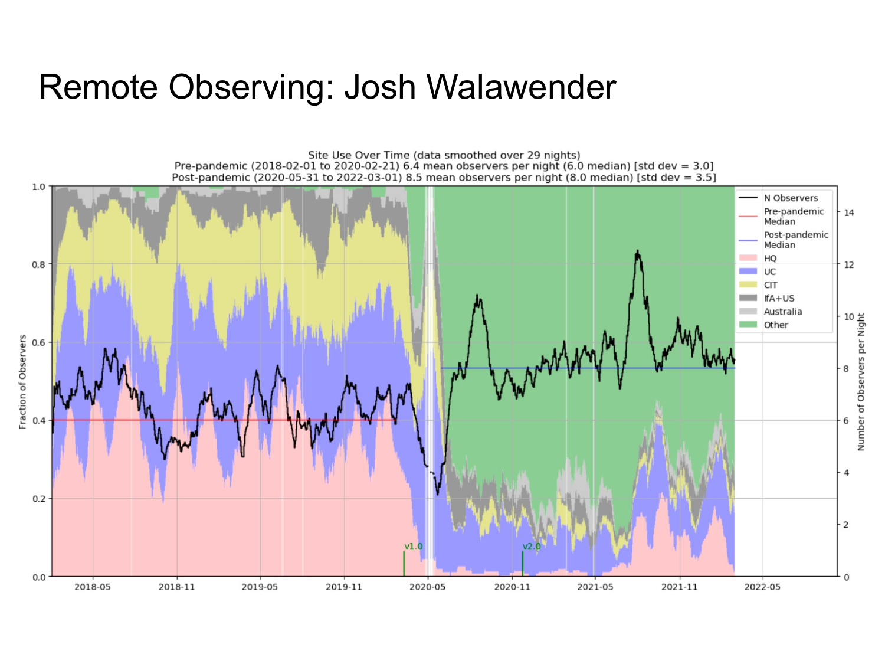# Remote Observing: Josh Walawender

Site Use Over Time (data smoothed over 29 nights)
Pre-pandemic (2018-02-01 to 2020-02-21) 6.4 mean observers per night (6.0 median) [std dev = 3.0]
Post-pandemic (2020-05-31 to 2022-03-01) 8.5 mean observers per night (8.0 median) [std dev = 3.5]

N Observers
Pre-pandemic Median
Post-pandemic Median
HQ
UC
CIT
IfA+US
Australia
Other

Fraction of Observers

Number of Observers per Night

v1.0
v2.0

0.0
0.2
0.4
0.6
0.8
1.0

0
2
4
6
8
10
12
14

2018-05
2018-11
2019-05
2019-11
2020-05
2020-11
2021-05
2021-11
2022-05